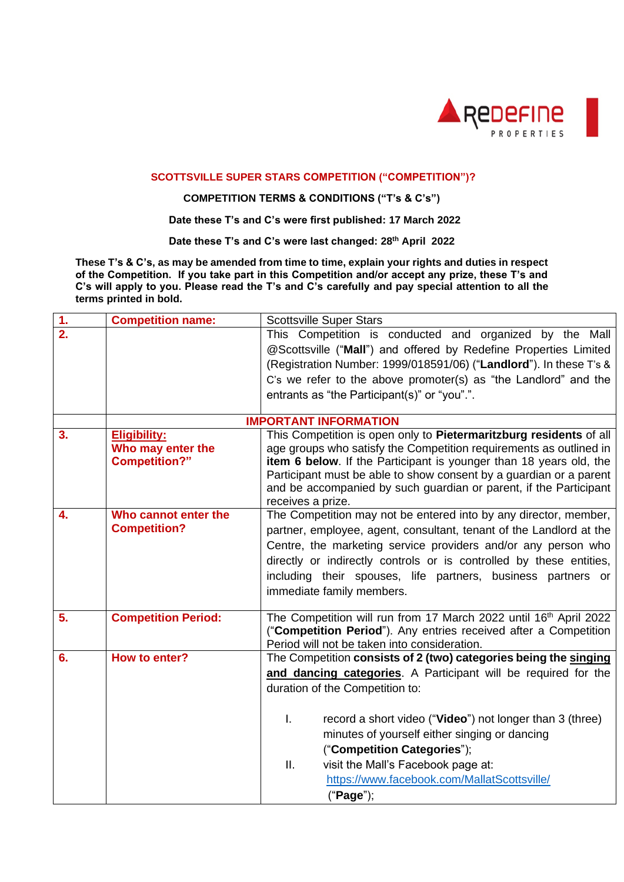**SCOTTSVILLE SUPER STARS COMPETITION ("COMPETITION")?**

**COMPETITION TERMS & CONDITIONS ("T's & C's")**

**Date these T's and C's were first published: 17 March 2022**

**Date these T's and C's were last changed: 28th April 2022**

**These T's & C's, as may be amended from time to time, explain your rights and duties in respect of the Competition. If you take part in this Competition and/or accept any prize, these T's and C's will apply to you. Please read the T's and C's carefully and pay special attention to all the terms printed in bold.**

| | | |
|---|---|---|
| **1.** | **Competition name:** | Scottsville Super Stars |
| **2.** | | This Competition is conducted and organized by the Mall @Scottsville ("**Mall**") and offered by Redefine Properties Limited (Registration Number: 1999/018591/06) ("**Landlord**"). In these T's & C's we refer to the above promoter(s) as "the Landlord" and the entrants as "the Participant(s)" or "you".". |
| | **IMPORTANT INFORMATION** | |
| **3.** | **Eligibility: Who may enter the Competition?"** | This Competition is open only to **Pietermaritzburg residents** of all age groups who satisfy the Competition requirements as outlined in **item 6 below**. If the Participant is younger than 18 years old, the Participant must be able to show consent by a guardian or a parent and be accompanied by such guardian or parent, if the Participant receives a prize. |
| **4.** | **Who cannot enter the Competition?** | The Competition may not be entered into by any director, member, partner, employee, agent, consultant, tenant of the Landlord at the Centre, the marketing service providers and/or any person who directly or indirectly controls or is controlled by these entities, including their spouses, life partners, business partners or immediate family members. |
| **5.** | **Competition Period:** | The Competition will run from 17 March 2022 until 16th April 2022 ("**Competition Period**"). Any entries received after a Competition Period will not be taken into consideration. |
| **6.** | **How to enter?** | The Competition **consists of 2 (two) categories being the <u>singing and dancing categories</u>**. A Participant will be required for the duration of the Competition to:<br><br>I. record a short video ("**Video**") not longer than 3 (three) minutes of yourself either singing or dancing ("**Competition Categories**");<br>II. visit the Mall's Facebook page at: https://www.facebook.com/MallatScottsville/ ("**Page**"); |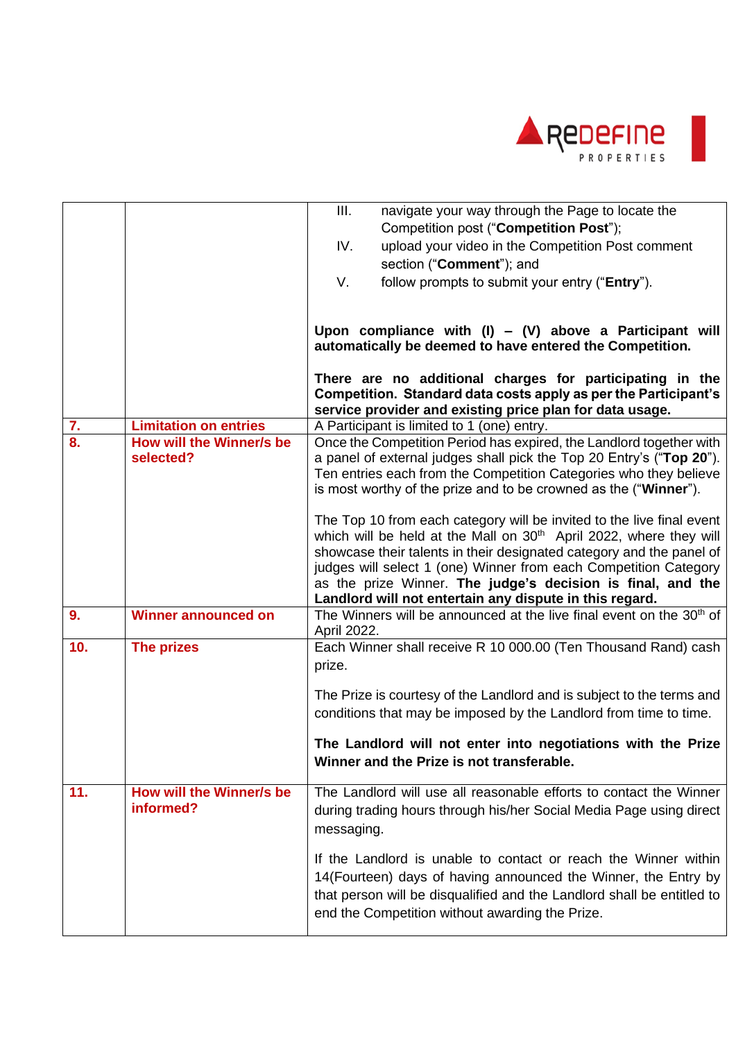| | | |
|---|---|---|
| | | III. navigate your way through the Page to locate the Competition post ("**Competition Post**");<br>IV. upload your video in the Competition Post comment section ("**Comment**"); and<br>V. follow prompts to submit your entry ("**Entry**").<br><br>**Upon compliance with (I) – (V) above a Participant will automatically be deemed to have entered the Competition.**<br><br>**There are no additional charges for participating in the Competition. Standard data costs apply as per the Participant's service provider and existing price plan for data usage.** |
| **7.** | **Limitation on entries** | A Participant is limited to 1 (one) entry. |
| **8.** | **How will the Winner/s be selected?** | Once the Competition Period has expired, the Landlord together with a panel of external judges shall pick the Top 20 Entry's ("**Top 20**"). Ten entries each from the Competition Categories who they believe is most worthy of the prize and to be crowned as the ("**Winner**").<br><br>The Top 10 from each category will be invited to the live final event which will be held at the Mall on 30th April 2022, where they will showcase their talents in their designated category and the panel of judges will select 1 (one) Winner from each Competition Category as the prize Winner. **The judge's decision is final, and the Landlord will not entertain any dispute in this regard.** |
| **9.** | **Winner announced on** | The Winners will be announced at the live final event on the 30th of April 2022. |
| **10.** | **The prizes** | Each Winner shall receive R 10 000.00 (Ten Thousand Rand) cash prize.<br><br>The Prize is courtesy of the Landlord and is subject to the terms and conditions that may be imposed by the Landlord from time to time.<br><br>**The Landlord will not enter into negotiations with the Prize Winner and the Prize is not transferable.** |
| **11.** | **How will the Winner/s be informed?** | The Landlord will use all reasonable efforts to contact the Winner during trading hours through his/her Social Media Page using direct messaging.<br><br>If the Landlord is unable to contact or reach the Winner within 14(Fourteen) days of having announced the Winner, the Entry by that person will be disqualified and the Landlord shall be entitled to end the Competition without awarding the Prize. |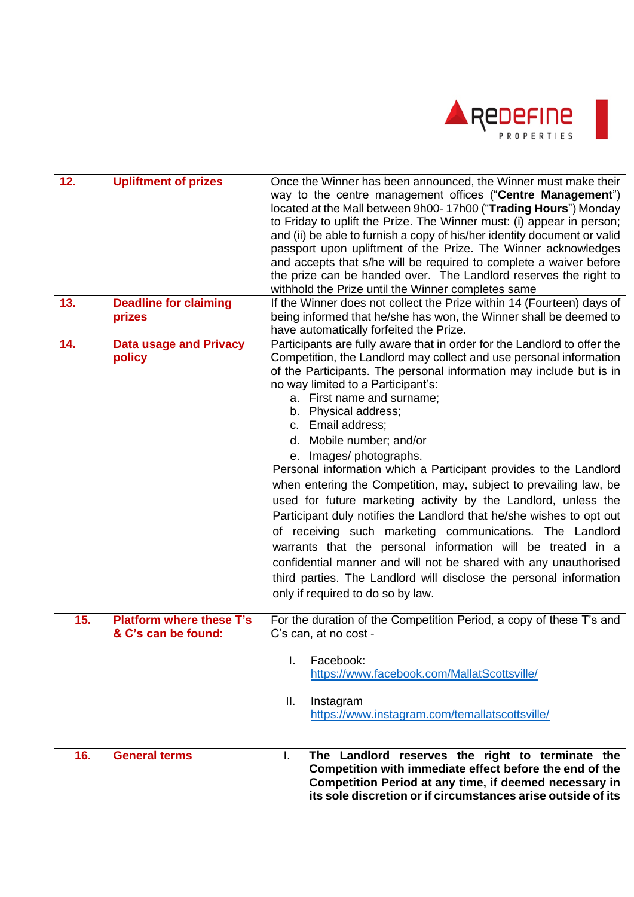| | | |
|---|---|---|
| **12.** | **Upliftment of prizes** | Once the Winner has been announced, the Winner must make their way to the centre management offices ("**Centre Management**") located at the Mall between 9h00- 17h00 ("**Trading Hours**") Monday to Friday to uplift the Prize. The Winner must: (i) appear in person; and (ii) be able to furnish a copy of his/her identity document or valid passport upon upliftment of the Prize. The Winner acknowledges and accepts that s/he will be required to complete a waiver before the prize can be handed over. The Landlord reserves the right to withhold the Prize until the Winner completes same |
| **13.** | **Deadline for claiming prizes** | If the Winner does not collect the Prize within 14 (Fourteen) days of being informed that he/she has won, the Winner shall be deemed to have automatically forfeited the Prize. |
| **14.** | **Data usage and Privacy policy** | Participants are fully aware that in order for the Landlord to offer the Competition, the Landlord may collect and use personal information of the Participants. The personal information may include but is in no way limited to a Participant's:<br>a. First name and surname;<br>b. Physical address;<br>c. Email address;<br>d. Mobile number; and/or<br>e. Images/ photographs.<br>Personal information which a Participant provides to the Landlord when entering the Competition, may, subject to prevailing law, be used for future marketing activity by the Landlord, unless the Participant duly notifies the Landlord that he/she wishes to opt out of receiving such marketing communications. The Landlord warrants that the personal information will be treated in a confidential manner and will not be shared with any unauthorised third parties. The Landlord will disclose the personal information only if required to do so by law. |
| **15.** | **Platform where these T's & C's can be found:** | For the duration of the Competition Period, a copy of these T's and C's can, at no cost -<br><br>I. Facebook: https://www.facebook.com/MallatScottsville/<br><br>II. Instagram https://www.instagram.com/temallatscottsville/ |
| **16.** | **General terms** | I. **The Landlord reserves the right to terminate the Competition with immediate effect before the end of the Competition Period at any time, if deemed necessary in its sole discretion or if circumstances arise outside of its** |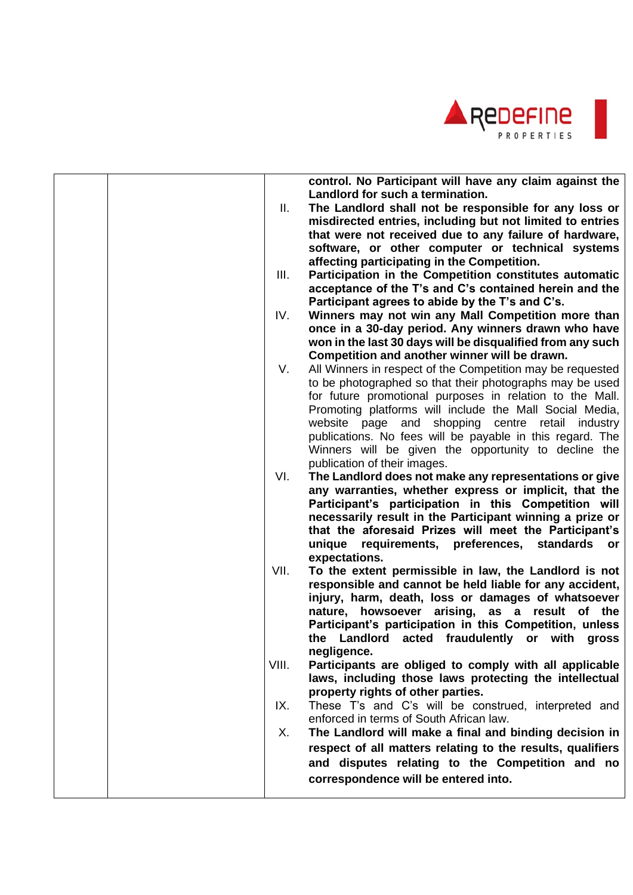| | | |
|---|---|---|
| | | **control. No Participant will have any claim against the Landlord for such a termination.**<br>II. **The Landlord shall not be responsible for any loss or misdirected entries, including but not limited to entries that were not received due to any failure of hardware, software, or other computer or technical systems affecting participating in the Competition.**<br>III. **Participation in the Competition constitutes automatic acceptance of the T's and C's contained herein and the Participant agrees to abide by the T's and C's.**<br>IV. **Winners may not win any Mall Competition more than once in a 30-day period. Any winners drawn who have won in the last 30 days will be disqualified from any such Competition and another winner will be drawn.**<br>V. All Winners in respect of the Competition may be requested to be photographed so that their photographs may be used for future promotional purposes in relation to the Mall. Promoting platforms will include the Mall Social Media, website page and shopping centre retail industry publications. No fees will be payable in this regard. The Winners will be given the opportunity to decline the publication of their images.<br>VI. **The Landlord does not make any representations or give any warranties, whether express or implicit, that the Participant's participation in this Competition will necessarily result in the Participant winning a prize or that the aforesaid Prizes will meet the Participant's unique requirements, preferences, standards or expectations.**<br>VII. **To the extent permissible in law, the Landlord is not responsible and cannot be held liable for any accident, injury, harm, death, loss or damages of whatsoever nature, howsoever arising, as a result of the Participant's participation in this Competition, unless the Landlord acted fraudulently or with gross negligence.**<br>VIII. **Participants are obliged to comply with all applicable laws, including those laws protecting the intellectual property rights of other parties.**<br>IX. These T's and C's will be construed, interpreted and enforced in terms of South African law.<br>X. **The Landlord will make a final and binding decision in respect of all matters relating to the results, qualifiers and disputes relating to the Competition and no correspondence will be entered into.** |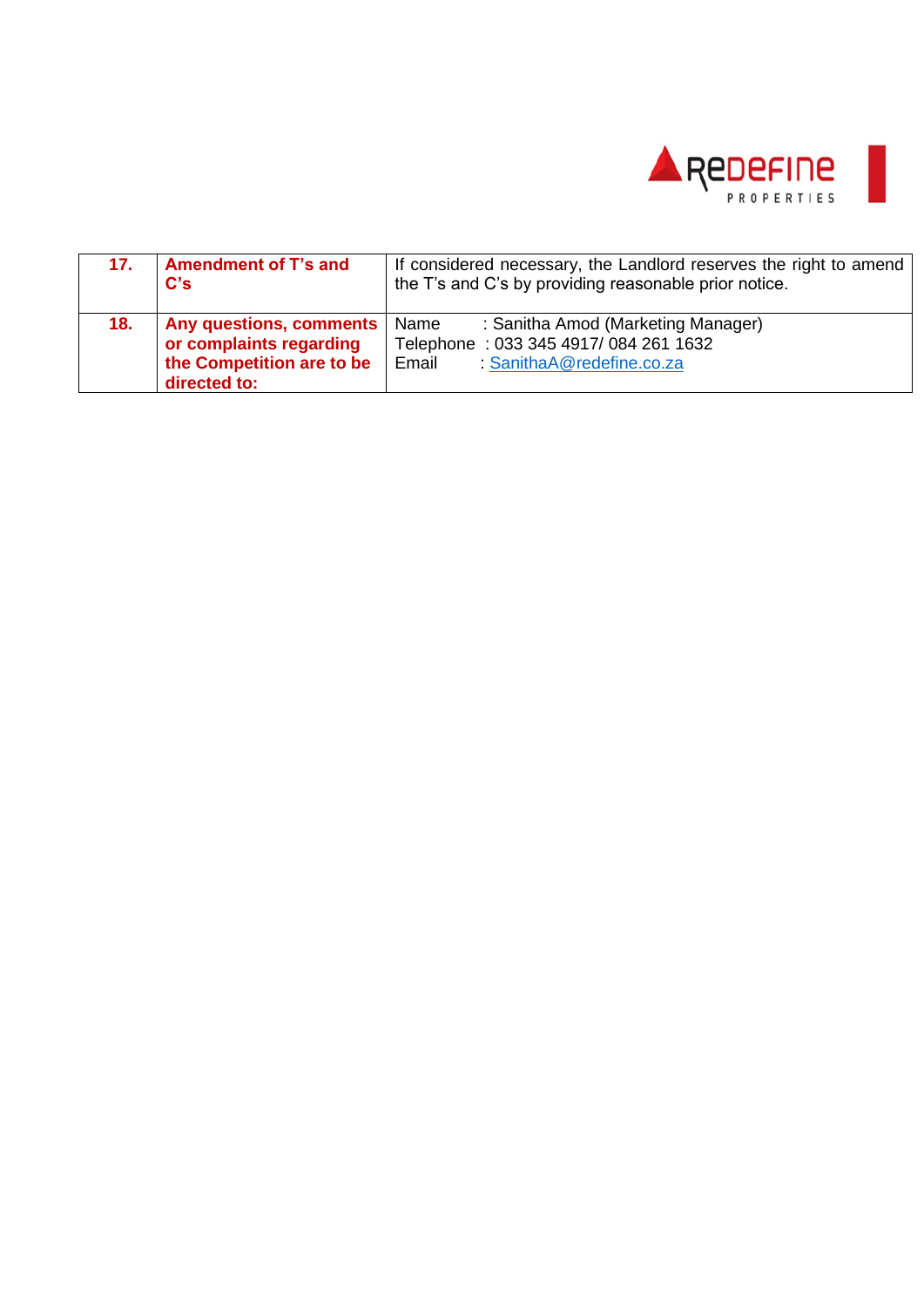| | | |
|---|---|---|
| **17.** | **Amendment of T's and C's** | If considered necessary, the Landlord reserves the right to amend the T's and C's by providing reasonable prior notice. |
| **18.** | **Any questions, comments or complaints regarding the Competition are to be directed to:** | Name : Sanitha Amod (Marketing Manager)<br>Telephone : 033 345 4917/ 084 261 1632<br>Email : SanithaA@redefine.co.za |